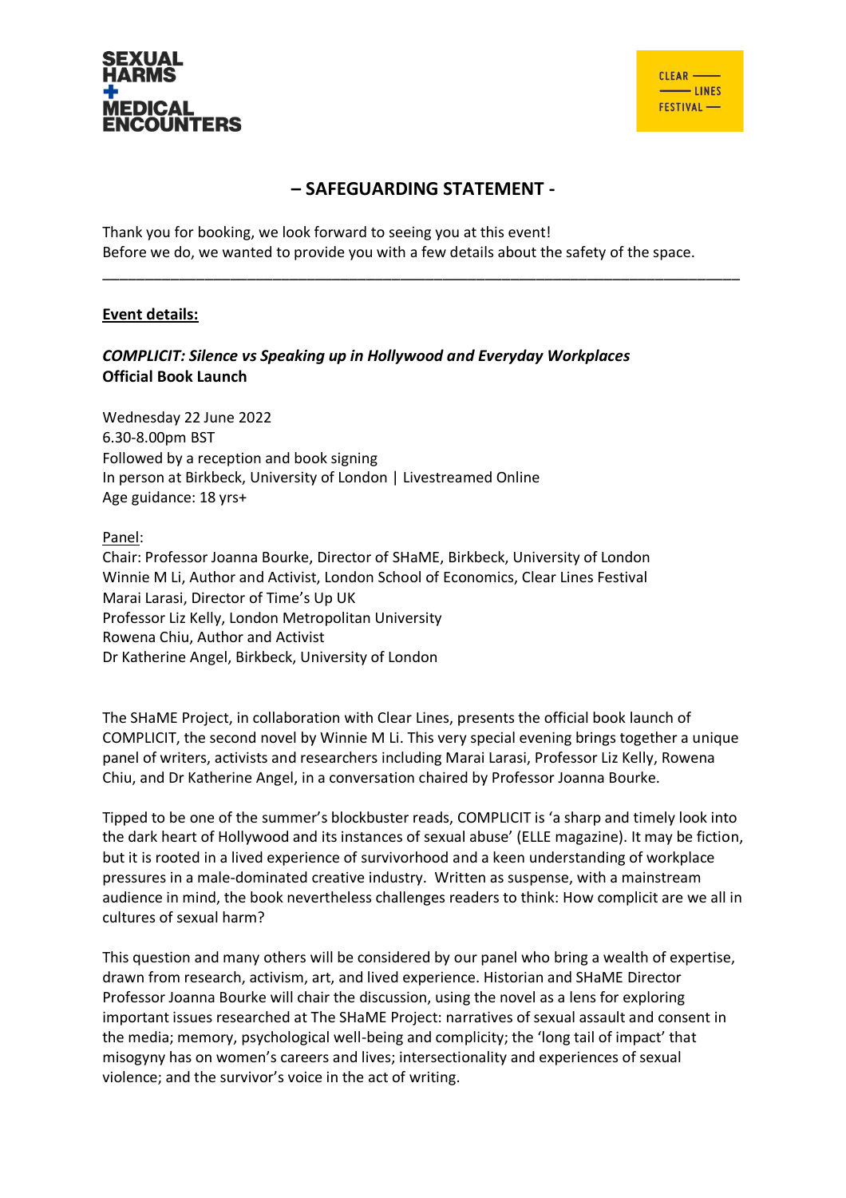SEXUAL HARMS + MEDICAL ENCOUNTERS

CLEAR LINES FESTIVAL

## – SAFEGUARDING STATEMENT -

Thank you for booking, we look forward to seeing you at this event!
Before we do, we wanted to provide you with a few details about the safety of the space.

---

**Event details:**

***COMPLICIT: Silence vs Speaking up in Hollywood and Everyday Workplaces***
**Official Book Launch**

Wednesday 22 June 2022
6.30-8.00pm BST
Followed by a reception and book signing
In person at Birkbeck, University of London | Livestreamed Online
Age guidance: 18 yrs+

Panel:
Chair: Professor Joanna Bourke, Director of SHaME, Birkbeck, University of London
Winnie M Li, Author and Activist, London School of Economics, Clear Lines Festival
Marai Larasi, Director of Time's Up UK
Professor Liz Kelly, London Metropolitan University
Rowena Chiu, Author and Activist
Dr Katherine Angel, Birkbeck, University of London

The SHaME Project, in collaboration with Clear Lines, presents the official book launch of COMPLICIT, the second novel by Winnie M Li. This very special evening brings together a unique panel of writers, activists and researchers including Marai Larasi, Professor Liz Kelly, Rowena Chiu, and Dr Katherine Angel, in a conversation chaired by Professor Joanna Bourke.

Tipped to be one of the summer's blockbuster reads, COMPLICIT is 'a sharp and timely look into the dark heart of Hollywood and its instances of sexual abuse' (ELLE magazine). It may be fiction, but it is rooted in a lived experience of survivorhood and a keen understanding of workplace pressures in a male-dominated creative industry. Written as suspense, with a mainstream audience in mind, the book nevertheless challenges readers to think: How complicit are we all in cultures of sexual harm?

This question and many others will be considered by our panel who bring a wealth of expertise, drawn from research, activism, art, and lived experience. Historian and SHaME Director Professor Joanna Bourke will chair the discussion, using the novel as a lens for exploring important issues researched at The SHaME Project: narratives of sexual assault and consent in the media; memory, psychological well-being and complicity; the 'long tail of impact' that misogyny has on women's careers and lives; intersectionality and experiences of sexual violence; and the survivor's voice in the act of writing.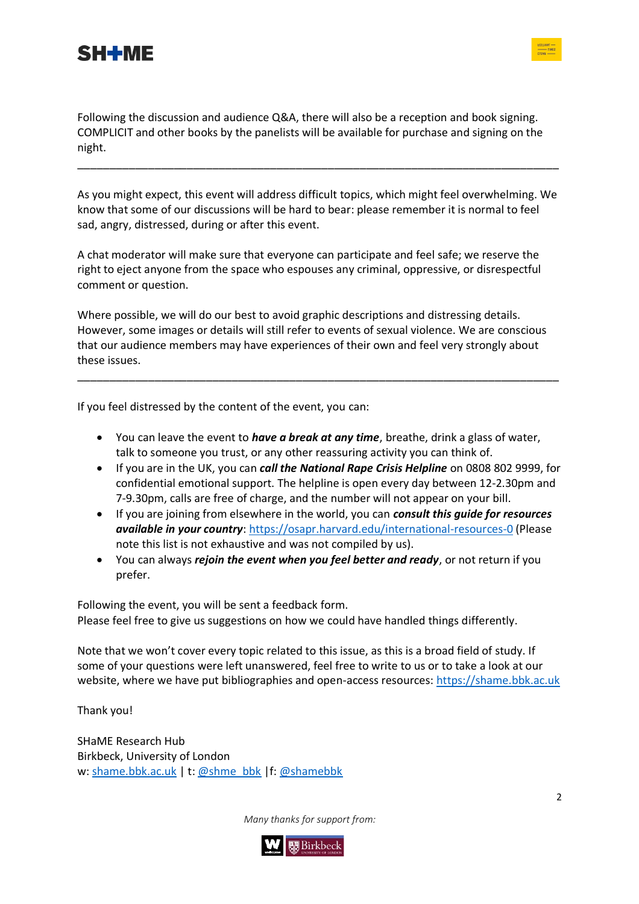Following the discussion and audience Q&A, there will also be a reception and book signing. COMPLICIT and other books by the panelists will be available for purchase and signing on the night.

---

As you might expect, this event will address difficult topics, which might feel overwhelming. We know that some of our discussions will be hard to bear: please remember it is normal to feel sad, angry, distressed, during or after this event.

A chat moderator will make sure that everyone can participate and feel safe; we reserve the right to eject anyone from the space who espouses any criminal, oppressive, or disrespectful comment or question.

Where possible, we will do our best to avoid graphic descriptions and distressing details. However, some images or details will still refer to events of sexual violence. We are conscious that our audience members may have experiences of their own and feel very strongly about these issues.

---

If you feel distressed by the content of the event, you can:

- You can leave the event to ***have a break at any time***, breathe, drink a glass of water, talk to someone you trust, or any other reassuring activity you can think of.
- If you are in the UK, you can ***call the National Rape Crisis Helpline*** on 0808 802 9999, for confidential emotional support. The helpline is open every day between 12-2.30pm and 7-9.30pm, calls are free of charge, and the number will not appear on your bill.
- If you are joining from elsewhere in the world, you can ***consult this guide for resources available in your country***: https://osapr.harvard.edu/international-resources-0 (Please note this list is not exhaustive and was not compiled by us).
- You can always ***rejoin the event when you feel better and ready***, or not return if you prefer.

Following the event, you will be sent a feedback form.
Please feel free to give us suggestions on how we could have handled things differently.

Note that we won't cover every topic related to this issue, as this is a broad field of study. If some of your questions were left unanswered, feel free to write to us or to take a look at our website, where we have put bibliographies and open-access resources: https://shame.bbk.ac.uk

Thank you!

SHaME Research Hub
Birkbeck, University of London
w: shame.bbk.ac.uk | t: @shme_bbk |f: @shamebbk

*Many thanks for support from:*